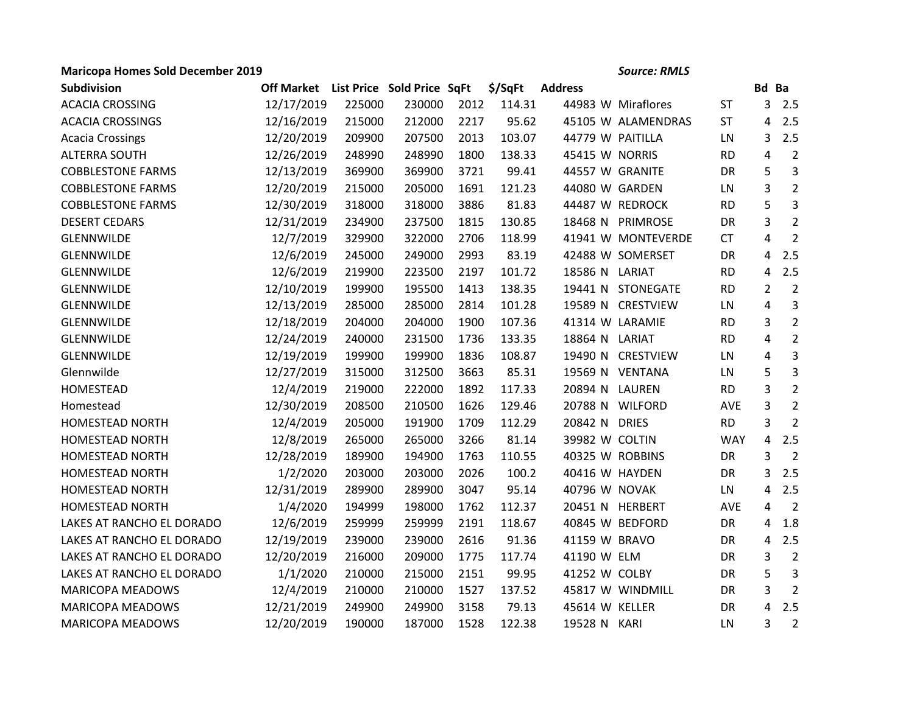**Maricopa Homes Sold December 2019** *Source: RMLS*

| Subdivision | Off Market | List Price | Sold Price | SqFt | $/SqFt | Address | | | | Bd | Ba |
|---|---|---|---|---|---|---|---|---|---|---|---|
| ACACIA CROSSING | 12/17/2019 | 225000 | 230000 | 2012 | 114.31 | 44983 | W | Miraflores | ST | 3 | 2.5 |
| ACACIA CROSSINGS | 12/16/2019 | 215000 | 212000 | 2217 | 95.62 | 45105 | W | ALAMENDRAS | ST | 4 | 2.5 |
| Acacia Crossings | 12/20/2019 | 209900 | 207500 | 2013 | 103.07 | 44779 | W | PAITILLA | LN | 3 | 2.5 |
| ALTERRA SOUTH | 12/26/2019 | 248990 | 248990 | 1800 | 138.33 | 45415 | W | NORRIS | RD | 4 | 2 |
| COBBLESTONE FARMS | 12/13/2019 | 369900 | 369900 | 3721 | 99.41 | 44557 | W | GRANITE | DR | 5 | 3 |
| COBBLESTONE FARMS | 12/20/2019 | 215000 | 205000 | 1691 | 121.23 | 44080 | W | GARDEN | LN | 3 | 2 |
| COBBLESTONE FARMS | 12/30/2019 | 318000 | 318000 | 3886 | 81.83 | 44487 | W | REDROCK | RD | 5 | 3 |
| DESERT CEDARS | 12/31/2019 | 234900 | 237500 | 1815 | 130.85 | 18468 | N | PRIMROSE | DR | 3 | 2 |
| GLENNWILDE | 12/7/2019 | 329900 | 322000 | 2706 | 118.99 | 41941 | W | MONTEVERDE | CT | 4 | 2 |
| GLENNWILDE | 12/6/2019 | 245000 | 249000 | 2993 | 83.19 | 42488 | W | SOMERSET | DR | 4 | 2.5 |
| GLENNWILDE | 12/6/2019 | 219900 | 223500 | 2197 | 101.72 | 18586 | N | LARIAT | RD | 4 | 2.5 |
| GLENNWILDE | 12/10/2019 | 199900 | 195500 | 1413 | 138.35 | 19441 | N | STONEGATE | RD | 2 | 2 |
| GLENNWILDE | 12/13/2019 | 285000 | 285000 | 2814 | 101.28 | 19589 | N | CRESTVIEW | LN | 4 | 3 |
| GLENNWILDE | 12/18/2019 | 204000 | 204000 | 1900 | 107.36 | 41314 | W | LARAMIE | RD | 3 | 2 |
| GLENNWILDE | 12/24/2019 | 240000 | 231500 | 1736 | 133.35 | 18864 | N | LARIAT | RD | 4 | 2 |
| GLENNWILDE | 12/19/2019 | 199900 | 199900 | 1836 | 108.87 | 19490 | N | CRESTVIEW | LN | 4 | 3 |
| Glennwilde | 12/27/2019 | 315000 | 312500 | 3663 | 85.31 | 19569 | N | VENTANA | LN | 5 | 3 |
| HOMESTEAD | 12/4/2019 | 219000 | 222000 | 1892 | 117.33 | 20894 | N | LAUREN | RD | 3 | 2 |
| Homestead | 12/30/2019 | 208500 | 210500 | 1626 | 129.46 | 20788 | N | WILFORD | AVE | 3 | 2 |
| HOMESTEAD NORTH | 12/4/2019 | 205000 | 191900 | 1709 | 112.29 | 20842 | N | DRIES | RD | 3 | 2 |
| HOMESTEAD NORTH | 12/8/2019 | 265000 | 265000 | 3266 | 81.14 | 39982 | W | COLTIN | WAY | 4 | 2.5 |
| HOMESTEAD NORTH | 12/28/2019 | 189900 | 194900 | 1763 | 110.55 | 40325 | W | ROBBINS | DR | 3 | 2 |
| HOMESTEAD NORTH | 1/2/2020 | 203000 | 203000 | 2026 | 100.2 | 40416 | W | HAYDEN | DR | 3 | 2.5 |
| HOMESTEAD NORTH | 12/31/2019 | 289900 | 289900 | 3047 | 95.14 | 40796 | W | NOVAK | LN | 4 | 2.5 |
| HOMESTEAD NORTH | 1/4/2020 | 194999 | 198000 | 1762 | 112.37 | 20451 | N | HERBERT | AVE | 4 | 2 |
| LAKES AT RANCHO EL DORADO | 12/6/2019 | 259999 | 259999 | 2191 | 118.67 | 40845 | W | BEDFORD | DR | 4 | 1.8 |
| LAKES AT RANCHO EL DORADO | 12/19/2019 | 239000 | 239000 | 2616 | 91.36 | 41159 | W | BRAVO | DR | 4 | 2.5 |
| LAKES AT RANCHO EL DORADO | 12/20/2019 | 216000 | 209000 | 1775 | 117.74 | 41190 | W | ELM | DR | 3 | 2 |
| LAKES AT RANCHO EL DORADO | 1/1/2020 | 210000 | 215000 | 2151 | 99.95 | 41252 | W | COLBY | DR | 5 | 3 |
| MARICOPA MEADOWS | 12/4/2019 | 210000 | 210000 | 1527 | 137.52 | 45817 | W | WINDMILL | DR | 3 | 2 |
| MARICOPA MEADOWS | 12/21/2019 | 249900 | 249900 | 3158 | 79.13 | 45614 | W | KELLER | DR | 4 | 2.5 |
| MARICOPA MEADOWS | 12/20/2019 | 190000 | 187000 | 1528 | 122.38 | 19528 | N | KARI | LN | 3 | 2 |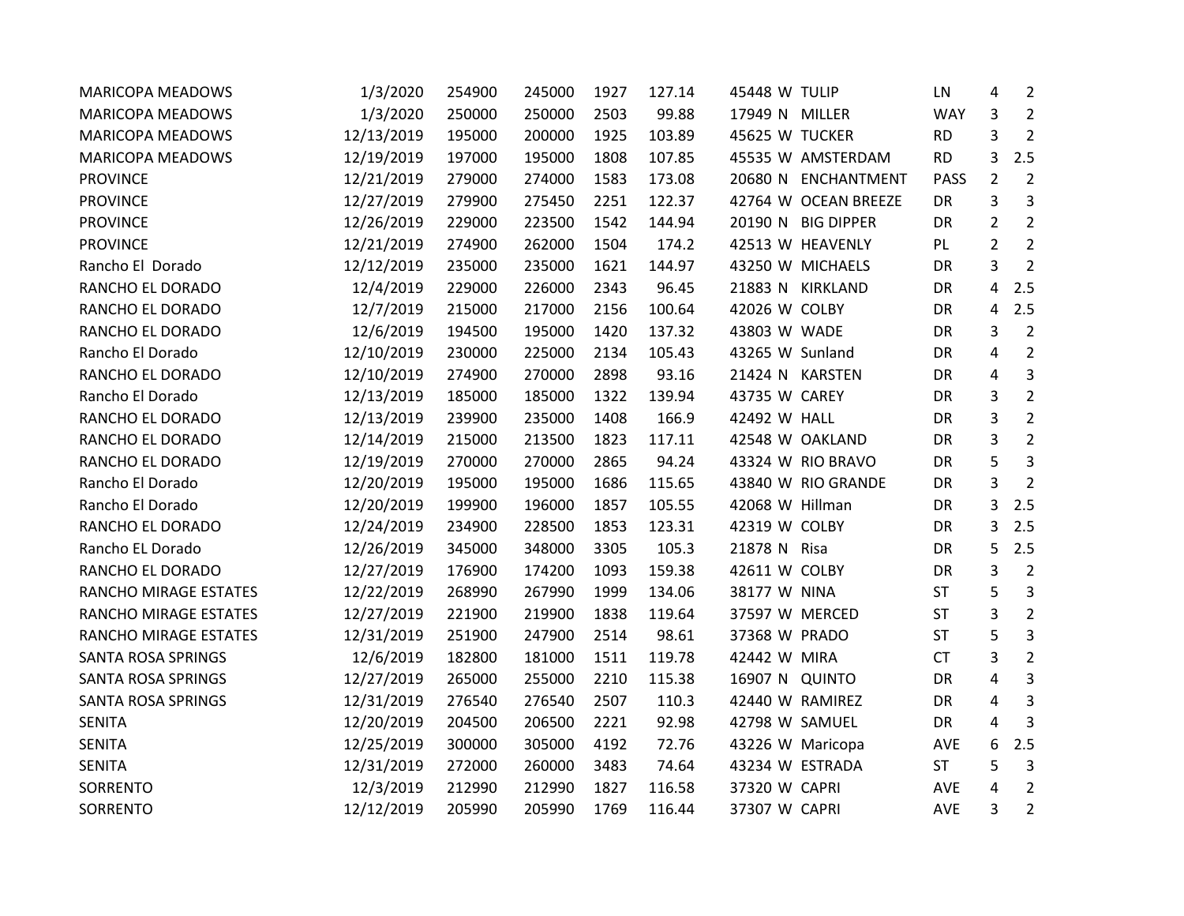| | | | | | | | | | | | |
|---|---|---|---|---|---|---|---|---|---|---|---|
| MARICOPA MEADOWS | 1/3/2020 | 254900 | 245000 | 1927 | 127.14 | 45448 | W | TULIP | LN | 4 | 2 |
| MARICOPA MEADOWS | 1/3/2020 | 250000 | 250000 | 2503 | 99.88 | 17949 | N | MILLER | WAY | 3 | 2 |
| MARICOPA MEADOWS | 12/13/2019 | 195000 | 200000 | 1925 | 103.89 | 45625 | W | TUCKER | RD | 3 | 2 |
| MARICOPA MEADOWS | 12/19/2019 | 197000 | 195000 | 1808 | 107.85 | 45535 | W | AMSTERDAM | RD | 3 | 2.5 |
| PROVINCE | 12/21/2019 | 279000 | 274000 | 1583 | 173.08 | 20680 | N | ENCHANTMENT | PASS | 2 | 2 |
| PROVINCE | 12/27/2019 | 279900 | 275450 | 2251 | 122.37 | 42764 | W | OCEAN BREEZE | DR | 3 | 3 |
| PROVINCE | 12/26/2019 | 229000 | 223500 | 1542 | 144.94 | 20190 | N | BIG DIPPER | DR | 2 | 2 |
| PROVINCE | 12/21/2019 | 274900 | 262000 | 1504 | 174.2 | 42513 | W | HEAVENLY | PL | 2 | 2 |
| Rancho El Dorado | 12/12/2019 | 235000 | 235000 | 1621 | 144.97 | 43250 | W | MICHAELS | DR | 3 | 2 |
| RANCHO EL DORADO | 12/4/2019 | 229000 | 226000 | 2343 | 96.45 | 21883 | N | KIRKLAND | DR | 4 | 2.5 |
| RANCHO EL DORADO | 12/7/2019 | 215000 | 217000 | 2156 | 100.64 | 42026 | W | COLBY | DR | 4 | 2.5 |
| RANCHO EL DORADO | 12/6/2019 | 194500 | 195000 | 1420 | 137.32 | 43803 | W | WADE | DR | 3 | 2 |
| Rancho El Dorado | 12/10/2019 | 230000 | 225000 | 2134 | 105.43 | 43265 | W | Sunland | DR | 4 | 2 |
| RANCHO EL DORADO | 12/10/2019 | 274900 | 270000 | 2898 | 93.16 | 21424 | N | KARSTEN | DR | 4 | 3 |
| Rancho El Dorado | 12/13/2019 | 185000 | 185000 | 1322 | 139.94 | 43735 | W | CAREY | DR | 3 | 2 |
| RANCHO EL DORADO | 12/13/2019 | 239900 | 235000 | 1408 | 166.9 | 42492 | W | HALL | DR | 3 | 2 |
| RANCHO EL DORADO | 12/14/2019 | 215000 | 213500 | 1823 | 117.11 | 42548 | W | OAKLAND | DR | 3 | 2 |
| RANCHO EL DORADO | 12/19/2019 | 270000 | 270000 | 2865 | 94.24 | 43324 | W | RIO BRAVO | DR | 5 | 3 |
| Rancho El Dorado | 12/20/2019 | 195000 | 195000 | 1686 | 115.65 | 43840 | W | RIO GRANDE | DR | 3 | 2 |
| Rancho El Dorado | 12/20/2019 | 199900 | 196000 | 1857 | 105.55 | 42068 | W | Hillman | DR | 3 | 2.5 |
| RANCHO EL DORADO | 12/24/2019 | 234900 | 228500 | 1853 | 123.31 | 42319 | W | COLBY | DR | 3 | 2.5 |
| Rancho EL Dorado | 12/26/2019 | 345000 | 348000 | 3305 | 105.3 | 21878 | N | Risa | DR | 5 | 2.5 |
| RANCHO EL DORADO | 12/27/2019 | 176900 | 174200 | 1093 | 159.38 | 42611 | W | COLBY | DR | 3 | 2 |
| RANCHO MIRAGE ESTATES | 12/22/2019 | 268990 | 267990 | 1999 | 134.06 | 38177 | W | NINA | ST | 5 | 3 |
| RANCHO MIRAGE ESTATES | 12/27/2019 | 221900 | 219900 | 1838 | 119.64 | 37597 | W | MERCED | ST | 3 | 2 |
| RANCHO MIRAGE ESTATES | 12/31/2019 | 251900 | 247900 | 2514 | 98.61 | 37368 | W | PRADO | ST | 5 | 3 |
| SANTA ROSA SPRINGS | 12/6/2019 | 182800 | 181000 | 1511 | 119.78 | 42442 | W | MIRA | CT | 3 | 2 |
| SANTA ROSA SPRINGS | 12/27/2019 | 265000 | 255000 | 2210 | 115.38 | 16907 | N | QUINTO | DR | 4 | 3 |
| SANTA ROSA SPRINGS | 12/31/2019 | 276540 | 276540 | 2507 | 110.3 | 42440 | W | RAMIREZ | DR | 4 | 3 |
| SENITA | 12/20/2019 | 204500 | 206500 | 2221 | 92.98 | 42798 | W | SAMUEL | DR | 4 | 3 |
| SENITA | 12/25/2019 | 300000 | 305000 | 4192 | 72.76 | 43226 | W | Maricopa | AVE | 6 | 2.5 |
| SENITA | 12/31/2019 | 272000 | 260000 | 3483 | 74.64 | 43234 | W | ESTRADA | ST | 5 | 3 |
| SORRENTO | 12/3/2019 | 212990 | 212990 | 1827 | 116.58 | 37320 | W | CAPRI | AVE | 4 | 2 |
| SORRENTO | 12/12/2019 | 205990 | 205990 | 1769 | 116.44 | 37307 | W | CAPRI | AVE | 3 | 2 |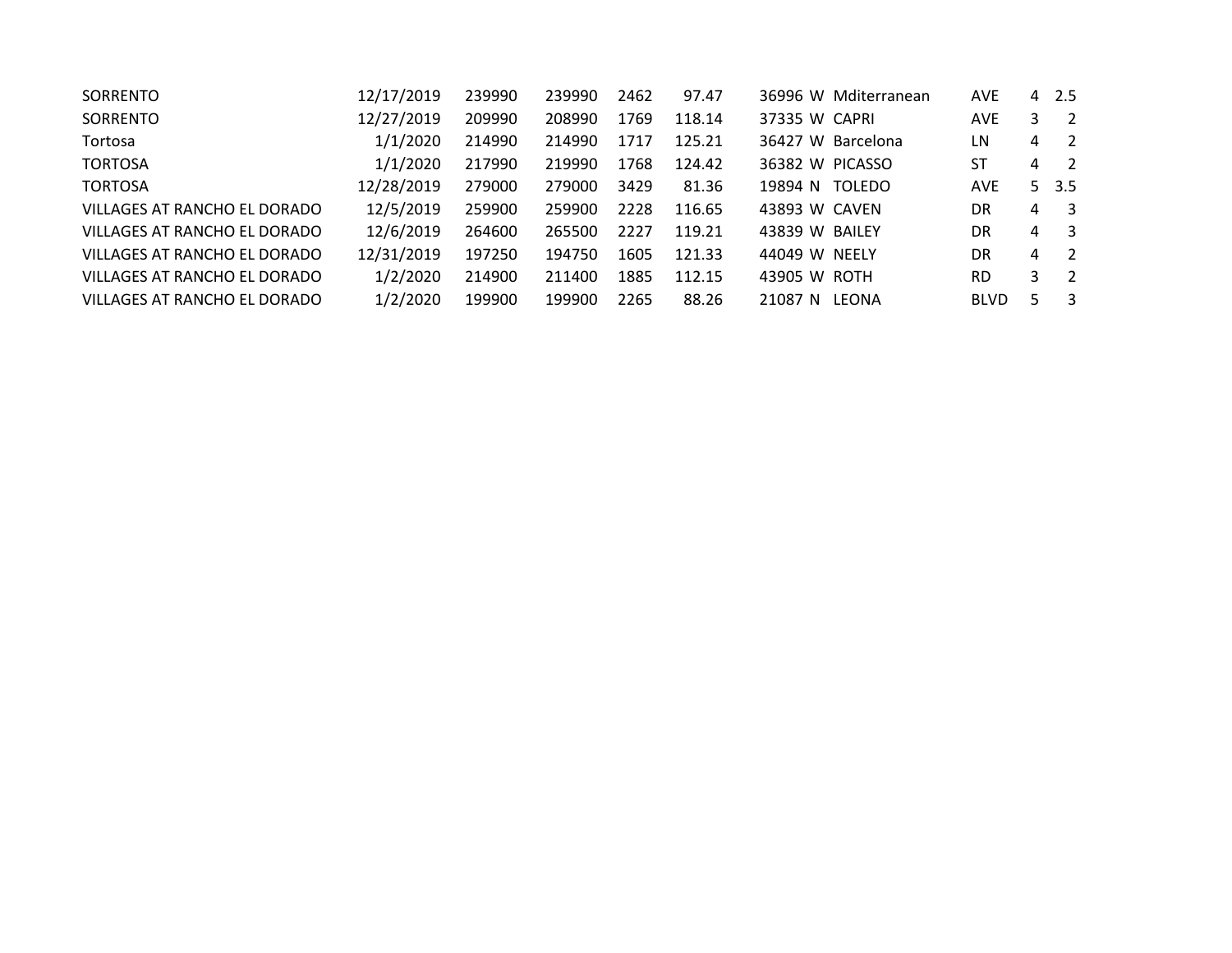| | | | | | | | | | | | |
|---|---|---|---|---|---|---|---|---|---|---|---|
| SORRENTO | 12/17/2019 | 239990 | 239990 | 2462 | 97.47 | 36996 | W | Mditerranean | AVE | 4 | 2.5 |
| SORRENTO | 12/27/2019 | 209990 | 208990 | 1769 | 118.14 | 37335 | W | CAPRI | AVE | 3 | 2 |
| Tortosa | 1/1/2020 | 214990 | 214990 | 1717 | 125.21 | 36427 | W | Barcelona | LN | 4 | 2 |
| TORTOSA | 1/1/2020 | 217990 | 219990 | 1768 | 124.42 | 36382 | W | PICASSO | ST | 4 | 2 |
| TORTOSA | 12/28/2019 | 279000 | 279000 | 3429 | 81.36 | 19894 | N | TOLEDO | AVE | 5 | 3.5 |
| VILLAGES AT RANCHO EL DORADO | 12/5/2019 | 259900 | 259900 | 2228 | 116.65 | 43893 | W | CAVEN | DR | 4 | 3 |
| VILLAGES AT RANCHO EL DORADO | 12/6/2019 | 264600 | 265500 | 2227 | 119.21 | 43839 | W | BAILEY | DR | 4 | 3 |
| VILLAGES AT RANCHO EL DORADO | 12/31/2019 | 197250 | 194750 | 1605 | 121.33 | 44049 | W | NEELY | DR | 4 | 2 |
| VILLAGES AT RANCHO EL DORADO | 1/2/2020 | 214900 | 211400 | 1885 | 112.15 | 43905 | W | ROTH | RD | 3 | 2 |
| VILLAGES AT RANCHO EL DORADO | 1/2/2020 | 199900 | 199900 | 2265 | 88.26 | 21087 | N | LEONA | BLVD | 5 | 3 |